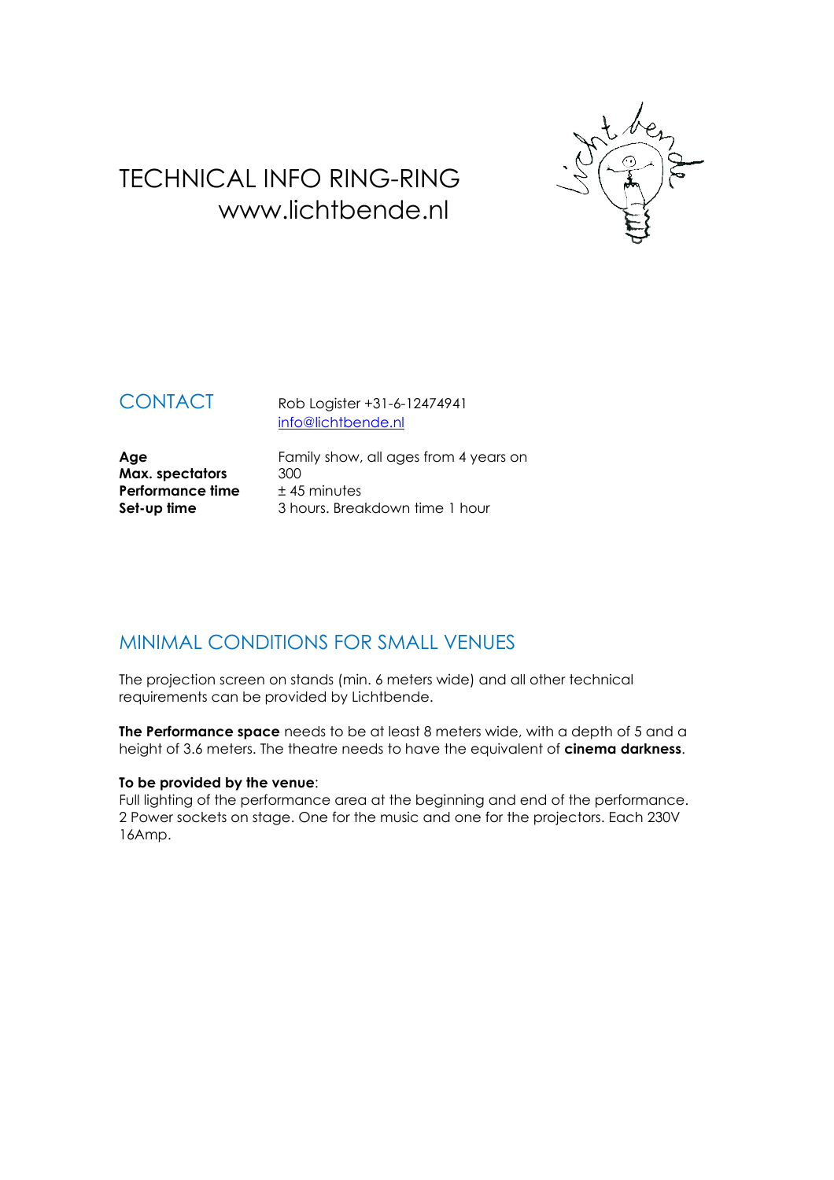# TECHNICAL INFO RING-RING
www.lichtbende.nl

## CONTACT

Rob Logister +31-6-12474941
info@lichtbende.nl

| | |
|---|---|
| **Age** | Family show, all ages from 4 years on |
| **Max. spectators** | 300 |
| **Performance time** | ± 45 minutes |
| **Set-up time** | 3 hours. Breakdown time 1 hour |

## MINIMAL CONDITIONS FOR SMALL VENUES

The projection screen on stands (min. 6 meters wide) and all other technical requirements can be provided by Lichtbende.

**The Performance space** needs to be at least 8 meters wide, with a depth of 5 and a height of 3.6 meters. The theatre needs to have the equivalent of **cinema darkness**.

**To be provided by the venue**:
Full lighting of the performance area at the beginning and end of the performance.
2 Power sockets on stage. One for the music and one for the projectors. Each 230V 16Amp.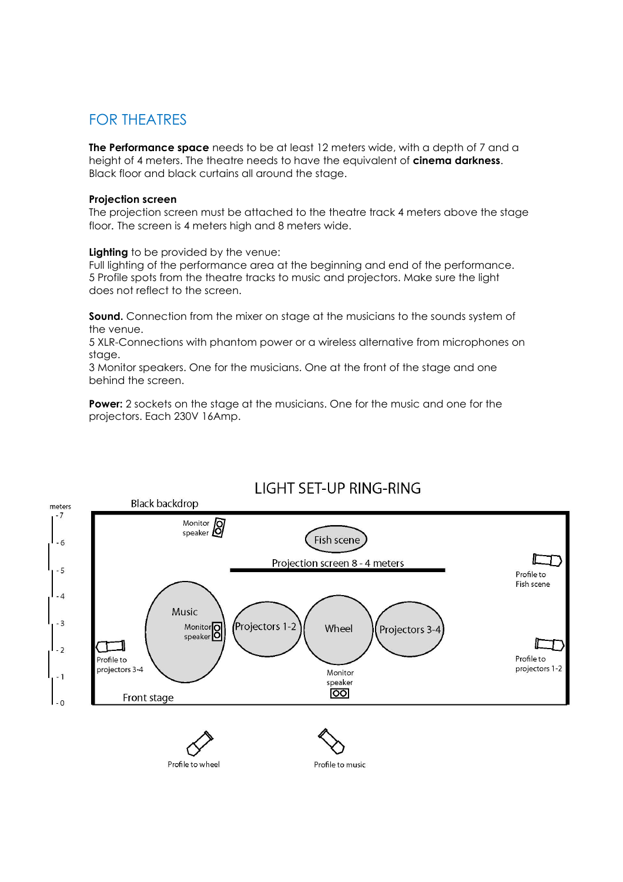## FOR THEATRES

**The Performance space** needs to be at least 12 meters wide, with a depth of 7 and a height of 4 meters. The theatre needs to have the equivalent of **cinema darkness**. Black floor and black curtains all around the stage.

**Projection screen**
The projection screen must be attached to the theatre track 4 meters above the stage floor. The screen is 4 meters high and 8 meters wide.

**Lighting** to be provided by the venue:
Full lighting of the performance area at the beginning and end of the performance.
5 Profile spots from the theatre tracks to music and projectors. Make sure the light does not reflect to the screen.

**Sound.** Connection from the mixer on stage at the musicians to the sounds system of the venue.
5 XLR-Connections with phantom power or a wireless alternative from microphones on stage.
3 Monitor speakers. One for the musicians. One at the front of the stage and one behind the screen.

**Power:** 2 sockets on the stage at the musicians. One for the music and one for the projectors. Each 230V 16Amp.

LIGHT SET-UP RING-RING

meters
- 7
- 6
- 5
- 4
- 3
- 2
- 1
- 0

Black backdrop
Monitor speaker
Fish scene
Projection screen 8 - 4 meters
Profile to Fish scene
Music
Monitor speaker
Projectors 1-2
Wheel
Projectors 3-4
Profile to projectors 3-4
Profile to projectors 1-2
Monitor speaker
Front stage
Profile to wheel
Profile to music